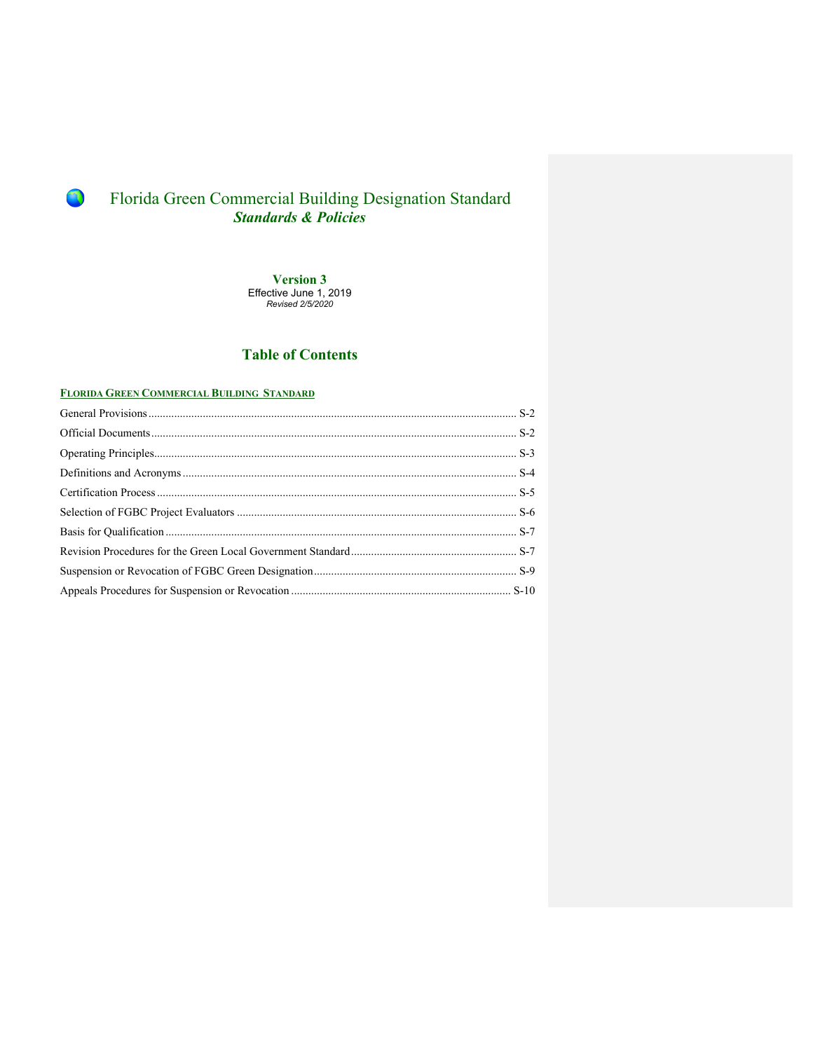# Florida Green Commercial Building Designation Standard

## *Standards & Policies*

**Version 3**
Effective June 1, 2019
*Revised 2/5/2020*

## Table of Contents

**FLORIDA GREEN COMMERCIAL BUILDING STANDARD**

| Section | Page |
| --- | --- |
| General Provisions | S-2 |
| Official Documents | S-2 |
| Operating Principles | S-3 |
| Definitions and Acronyms | S-4 |
| Certification Process | S-5 |
| Selection of FGBC Project Evaluators | S-6 |
| Basis for Qualification | S-7 |
| Revision Procedures for the Green Local Government Standard | S-7 |
| Suspension or Revocation of FGBC Green Designation | S-9 |
| Appeals Procedures for Suspension or Revocation | S-10 |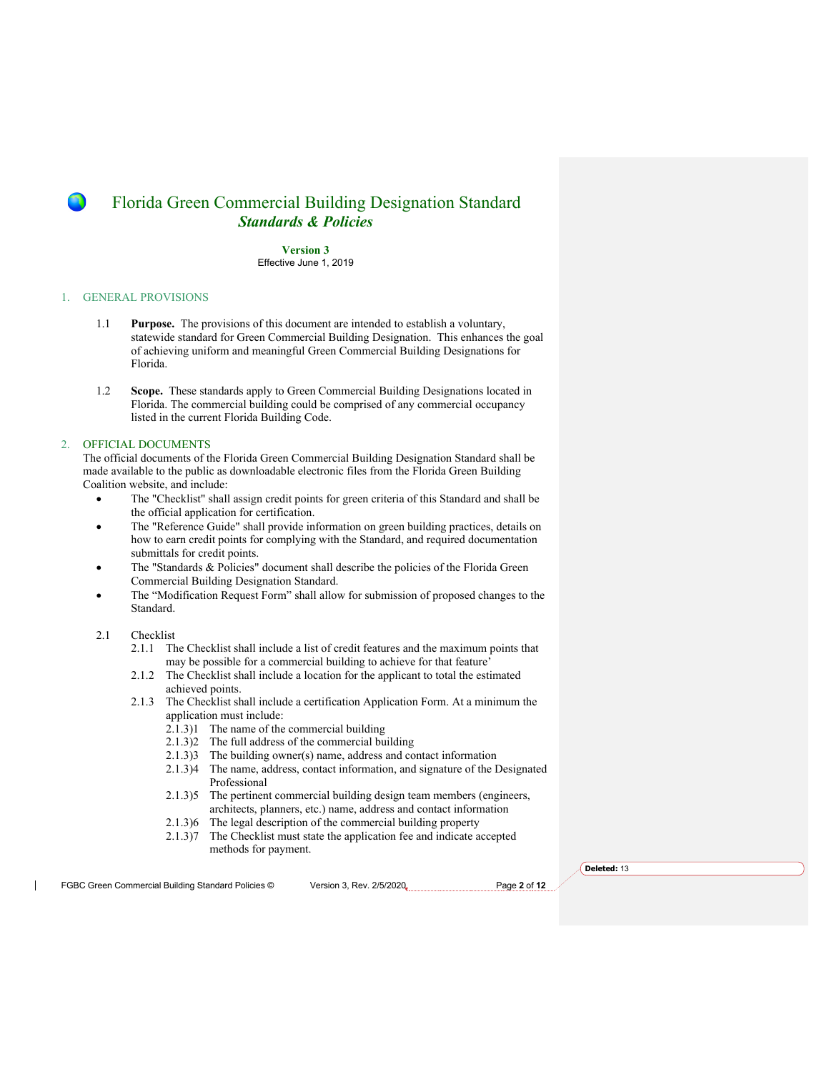# Florida Green Commercial Building Designation Standard

## *Standards & Policies*

**Version 3**
Effective June 1, 2019

## 1. GENERAL PROVISIONS

1.1 **Purpose.** The provisions of this document are intended to establish a voluntary, statewide standard for Green Commercial Building Designation. This enhances the goal of achieving uniform and meaningful Green Commercial Building Designations for Florida.

1.2 **Scope.** These standards apply to Green Commercial Building Designations located in Florida. The commercial building could be comprised of any commercial occupancy listed in the current Florida Building Code.

## 2. OFFICIAL DOCUMENTS

The official documents of the Florida Green Commercial Building Designation Standard shall be made available to the public as downloadable electronic files from the Florida Green Building Coalition website, and include:

- The "Checklist" shall assign credit points for green criteria of this Standard and shall be the official application for certification.
- The "Reference Guide" shall provide information on green building practices, details on how to earn credit points for complying with the Standard, and required documentation submittals for credit points.
- The "Standards & Policies" document shall describe the policies of the Florida Green Commercial Building Designation Standard.
- The "Modification Request Form" shall allow for submission of proposed changes to the Standard.

2.1 Checklist

2.1.1 The Checklist shall include a list of credit features and the maximum points that may be possible for a commercial building to achieve for that feature'

2.1.2 The Checklist shall include a location for the applicant to total the estimated achieved points.

2.1.3 The Checklist shall include a certification Application Form. At a minimum the application must include:

2.1.3)1 The name of the commercial building

2.1.3)2 The full address of the commercial building

2.1.3)3 The building owner(s) name, address and contact information

2.1.3)4 The name, address, contact information, and signature of the Designated Professional

2.1.3)5 The pertinent commercial building design team members (engineers, architects, planners, etc.) name, address and contact information

2.1.3)6 The legal description of the commercial building property

2.1.3)7 The Checklist must state the application fee and indicate accepted methods for payment.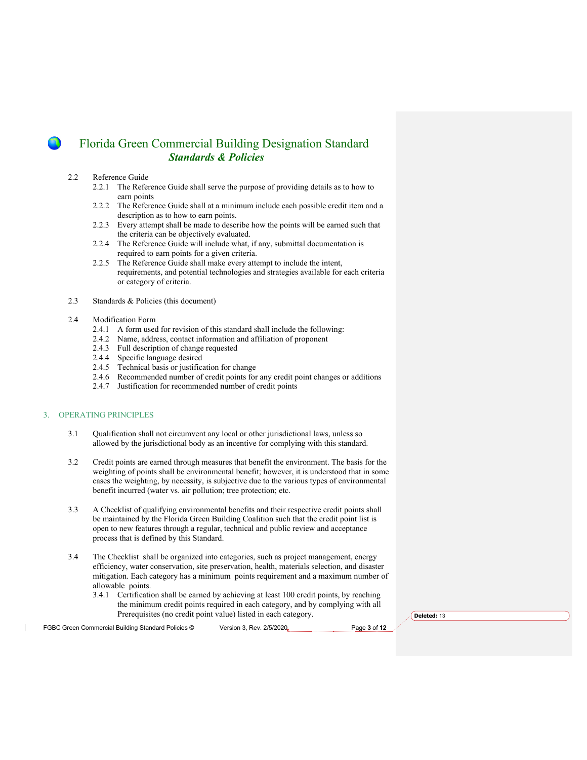# Florida Green Commercial Building Designation Standard

## *Standards & Policies*

2.2 Reference Guide

- 2.2.1 The Reference Guide shall serve the purpose of providing details as to how to earn points
- 2.2.2 The Reference Guide shall at a minimum include each possible credit item and a description as to how to earn points.
- 2.2.3 Every attempt shall be made to describe how the points will be earned such that the criteria can be objectively evaluated.
- 2.2.4 The Reference Guide will include what, if any, submittal documentation is required to earn points for a given criteria.
- 2.2.5 The Reference Guide shall make every attempt to include the intent, requirements, and potential technologies and strategies available for each criteria or category of criteria.

2.3 Standards & Policies (this document)

2.4 Modification Form

- 2.4.1 A form used for revision of this standard shall include the following:
- 2.4.2 Name, address, contact information and affiliation of proponent
- 2.4.3 Full description of change requested
- 2.4.4 Specific language desired
- 2.4.5 Technical basis or justification for change
- 2.4.6 Recommended number of credit points for any credit point changes or additions
- 2.4.7 Justification for recommended number of credit points

## 3. OPERATING PRINCIPLES

3.1 Qualification shall not circumvent any local or other jurisdictional laws, unless so allowed by the jurisdictional body as an incentive for complying with this standard.

3.2 Credit points are earned through measures that benefit the environment. The basis for the weighting of points shall be environmental benefit; however, it is understood that in some cases the weighting, by necessity, is subjective due to the various types of environmental benefit incurred (water vs. air pollution; tree protection; etc.

3.3 A Checklist of qualifying environmental benefits and their respective credit points shall be maintained by the Florida Green Building Coalition such that the credit point list is open to new features through a regular, technical and public review and acceptance process that is defined by this Standard.

3.4 The Checklist shall be organized into categories, such as project management, energy efficiency, water conservation, site preservation, health, materials selection, and disaster mitigation. Each category has a minimum points requirement and a maximum number of allowable points.

- 3.4.1 Certification shall be earned by achieving at least 100 credit points, by reaching the minimum credit points required in each category, and by complying with all Prerequisites (no credit point value) listed in each category.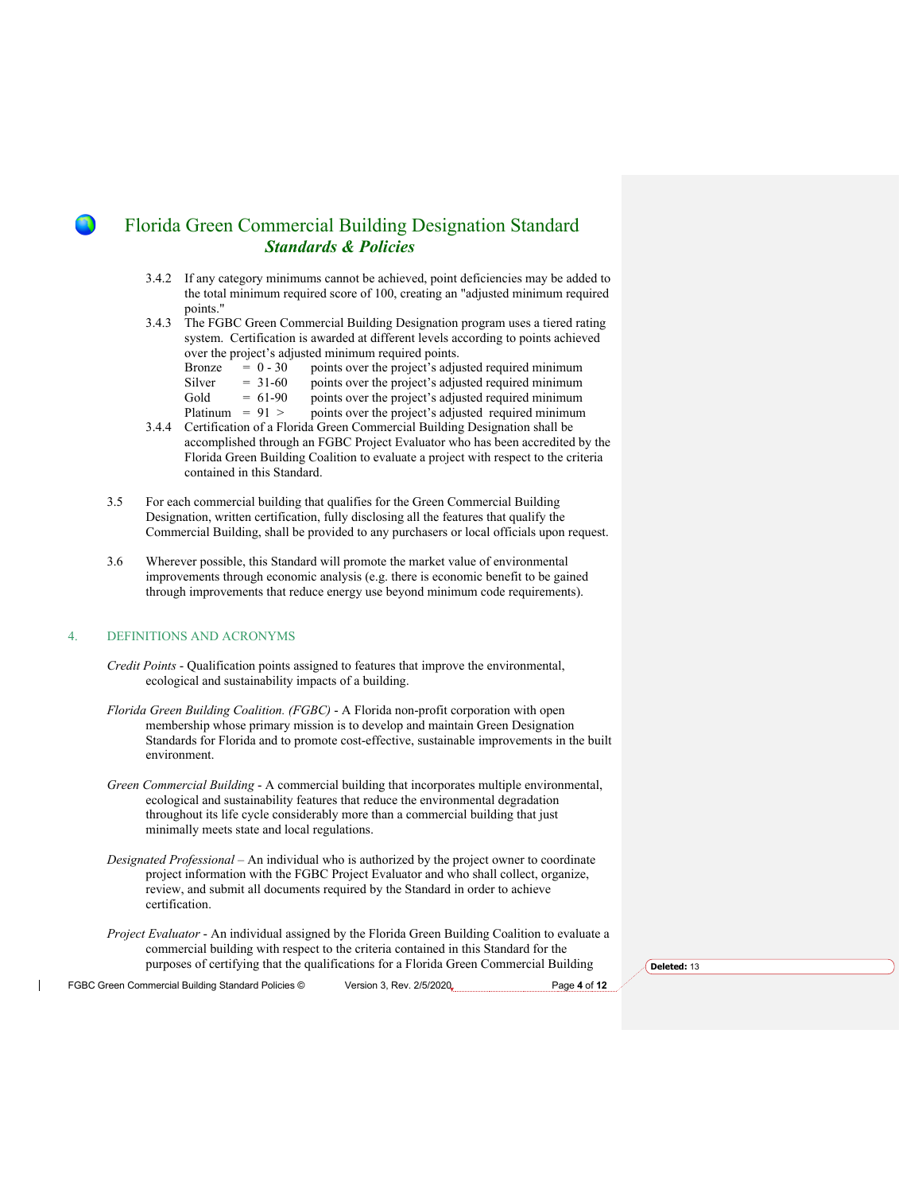3.4.2 If any category minimums cannot be achieved, point deficiencies may be added to the total minimum required score of 100, creating an "adjusted minimum required points."

3.4.3 The FGBC Green Commercial Building Designation program uses a tiered rating system. Certification is awarded at different levels according to points achieved over the project's adjusted minimum required points.

| | | |
|---|---|---|
| Bronze | = 0 - 30 | points over the project's adjusted required minimum |
| Silver | = 31-60 | points over the project's adjusted required minimum |
| Gold | = 61-90 | points over the project's adjusted required minimum |
| Platinum | = 91 > | points over the project's adjusted required minimum |

3.4.4 Certification of a Florida Green Commercial Building Designation shall be accomplished through an FGBC Project Evaluator who has been accredited by the Florida Green Building Coalition to evaluate a project with respect to the criteria contained in this Standard.

3.5 For each commercial building that qualifies for the Green Commercial Building Designation, written certification, fully disclosing all the features that qualify the Commercial Building, shall be provided to any purchasers or local officials upon request.

3.6 Wherever possible, this Standard will promote the market value of environmental improvements through economic analysis (e.g. there is economic benefit to be gained through improvements that reduce energy use beyond minimum code requirements).

## 4. DEFINITIONS AND ACRONYMS

*Credit Points* - Qualification points assigned to features that improve the environmental, ecological and sustainability impacts of a building.

*Florida Green Building Coalition. (FGBC)* - A Florida non-profit corporation with open membership whose primary mission is to develop and maintain Green Designation Standards for Florida and to promote cost-effective, sustainable improvements in the built environment.

*Green Commercial Building* - A commercial building that incorporates multiple environmental, ecological and sustainability features that reduce the environmental degradation throughout its life cycle considerably more than a commercial building that just minimally meets state and local regulations.

*Designated Professional* – An individual who is authorized by the project owner to coordinate project information with the FGBC Project Evaluator and who shall collect, organize, review, and submit all documents required by the Standard in order to achieve certification.

*Project Evaluator* - An individual assigned by the Florida Green Building Coalition to evaluate a commercial building with respect to the criteria contained in this Standard for the purposes of certifying that the qualifications for a Florida Green Commercial Building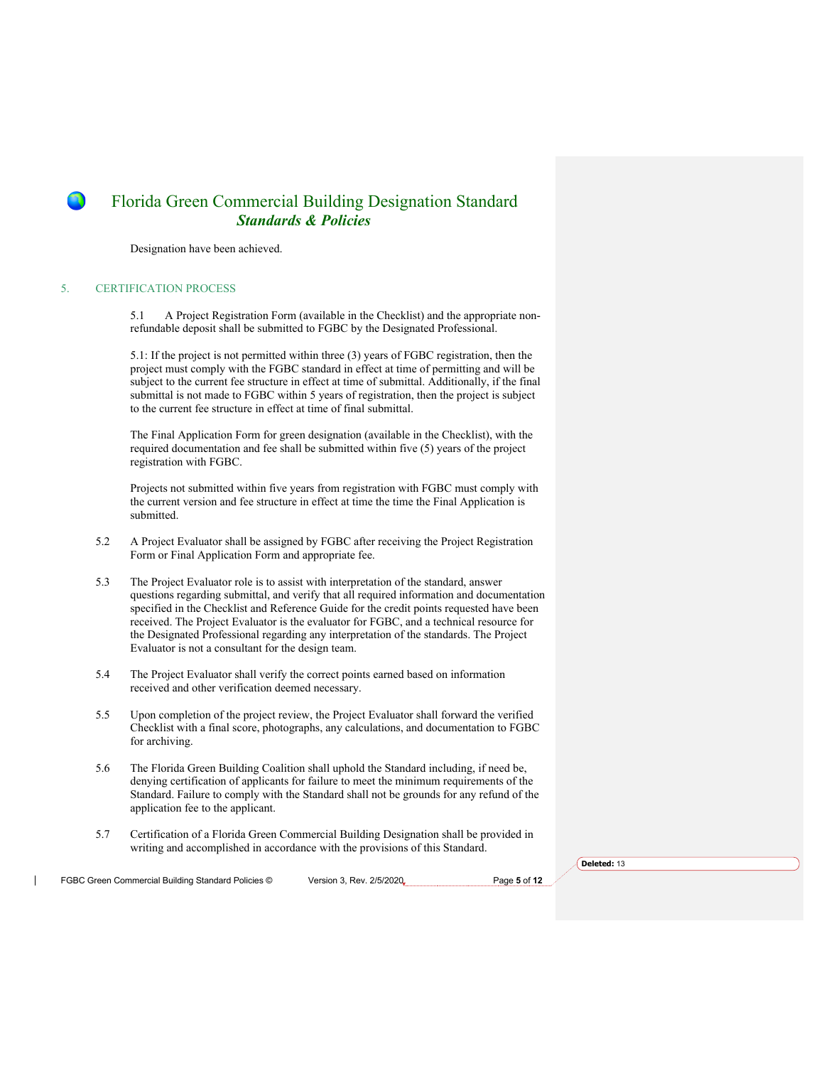Designation have been achieved.

## 5. CERTIFICATION PROCESS

5.1 A Project Registration Form (available in the Checklist) and the appropriate non-refundable deposit shall be submitted to FGBC by the Designated Professional.

5.1: If the project is not permitted within three (3) years of FGBC registration, then the project must comply with the FGBC standard in effect at time of permitting and will be subject to the current fee structure in effect at time of submittal. Additionally, if the final submittal is not made to FGBC within 5 years of registration, then the project is subject to the current fee structure in effect at time of final submittal.

The Final Application Form for green designation (available in the Checklist), with the required documentation and fee shall be submitted within five (5) years of the project registration with FGBC.

Projects not submitted within five years from registration with FGBC must comply with the current version and fee structure in effect at time the time the Final Application is submitted.

5.2 A Project Evaluator shall be assigned by FGBC after receiving the Project Registration Form or Final Application Form and appropriate fee.

5.3 The Project Evaluator role is to assist with interpretation of the standard, answer questions regarding submittal, and verify that all required information and documentation specified in the Checklist and Reference Guide for the credit points requested have been received. The Project Evaluator is the evaluator for FGBC, and a technical resource for the Designated Professional regarding any interpretation of the standards. The Project Evaluator is not a consultant for the design team.

5.4 The Project Evaluator shall verify the correct points earned based on information received and other verification deemed necessary.

5.5 Upon completion of the project review, the Project Evaluator shall forward the verified Checklist with a final score, photographs, any calculations, and documentation to FGBC for archiving.

5.6 The Florida Green Building Coalition shall uphold the Standard including, if need be, denying certification of applicants for failure to meet the minimum requirements of the Standard. Failure to comply with the Standard shall not be grounds for any refund of the application fee to the applicant.

5.7 Certification of a Florida Green Commercial Building Designation shall be provided in writing and accomplished in accordance with the provisions of this Standard.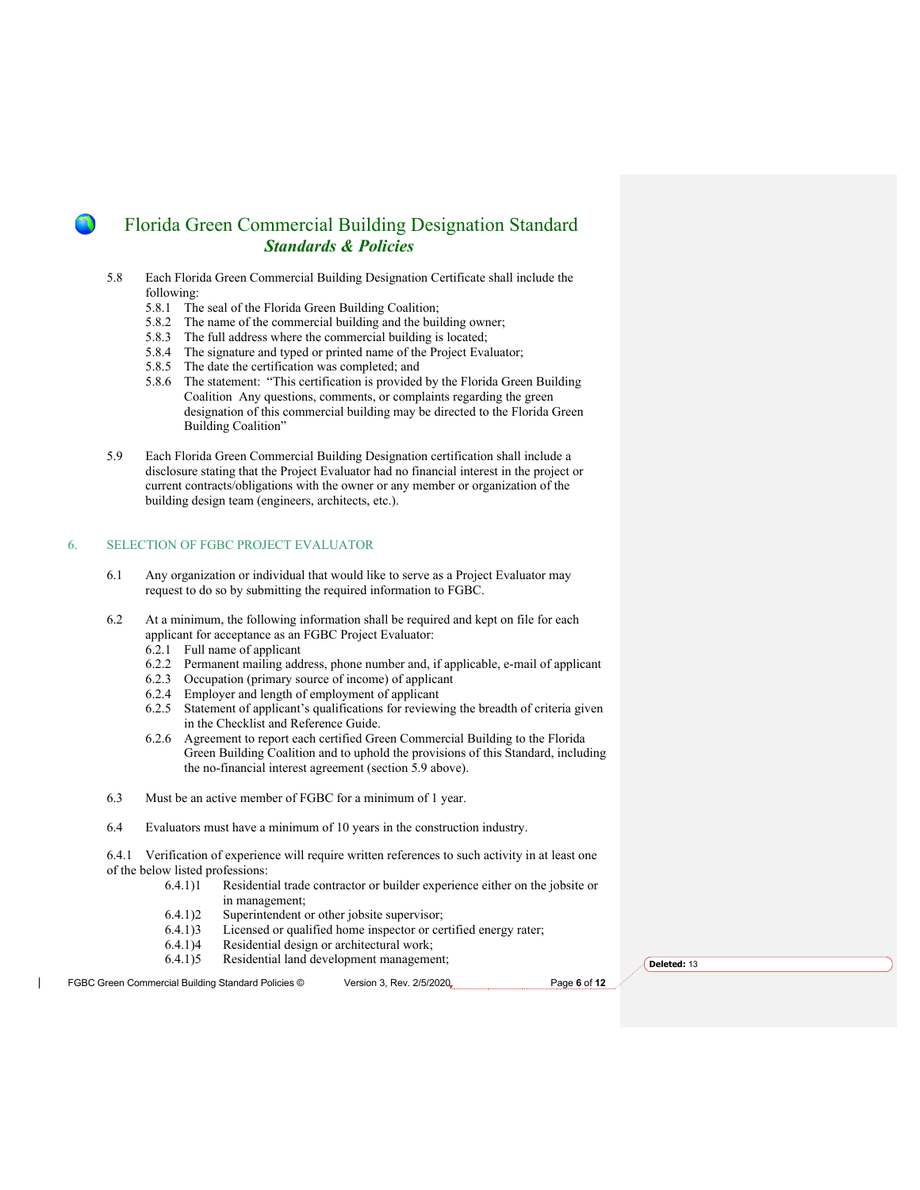5.8 Each Florida Green Commercial Building Designation Certificate shall include the following:

- 5.8.1 The seal of the Florida Green Building Coalition;
- 5.8.2 The name of the commercial building and the building owner;
- 5.8.3 The full address where the commercial building is located;
- 5.8.4 The signature and typed or printed name of the Project Evaluator;
- 5.8.5 The date the certification was completed; and
- 5.8.6 The statement: "This certification is provided by the Florida Green Building Coalition Any questions, comments, or complaints regarding the green designation of this commercial building may be directed to the Florida Green Building Coalition"

5.9 Each Florida Green Commercial Building Designation certification shall include a disclosure stating that the Project Evaluator had no financial interest in the project or current contracts/obligations with the owner or any member or organization of the building design team (engineers, architects, etc.).

## 6. SELECTION OF FGBC PROJECT EVALUATOR

6.1 Any organization or individual that would like to serve as a Project Evaluator may request to do so by submitting the required information to FGBC.

6.2 At a minimum, the following information shall be required and kept on file for each applicant for acceptance as an FGBC Project Evaluator:

- 6.2.1 Full name of applicant
- 6.2.2 Permanent mailing address, phone number and, if applicable, e-mail of applicant
- 6.2.3 Occupation (primary source of income) of applicant
- 6.2.4 Employer and length of employment of applicant
- 6.2.5 Statement of applicant's qualifications for reviewing the breadth of criteria given in the Checklist and Reference Guide.
- 6.2.6 Agreement to report each certified Green Commercial Building to the Florida Green Building Coalition and to uphold the provisions of this Standard, including the no-financial interest agreement (section 5.9 above).

6.3 Must be an active member of FGBC for a minimum of 1 year.

6.4 Evaluators must have a minimum of 10 years in the construction industry.

6.4.1 Verification of experience will require written references to such activity in at least one of the below listed professions:

- 6.4.1)1 Residential trade contractor or builder experience either on the jobsite or in management;
- 6.4.1)2 Superintendent or other jobsite supervisor;
- 6.4.1)3 Licensed or qualified home inspector or certified energy rater;
- 6.4.1)4 Residential design or architectural work;
- 6.4.1)5 Residential land development management;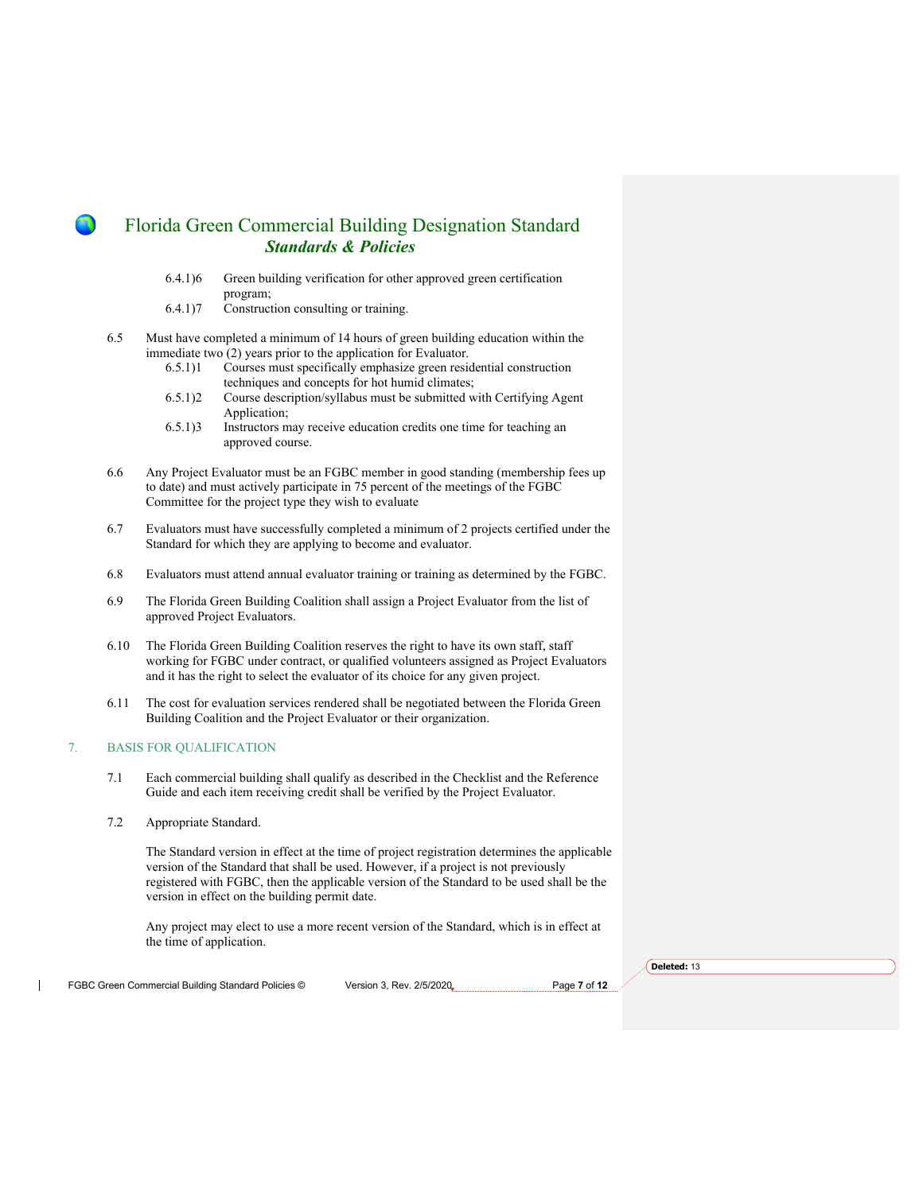6.4.1)6 Green building verification for other approved green certification program;

6.4.1)7 Construction consulting or training.

6.5 Must have completed a minimum of 14 hours of green building education within the immediate two (2) years prior to the application for Evaluator.

6.5.1)1 Courses must specifically emphasize green residential construction techniques and concepts for hot humid climates;

6.5.1)2 Course description/syllabus must be submitted with Certifying Agent Application;

6.5.1)3 Instructors may receive education credits one time for teaching an approved course.

6.6 Any Project Evaluator must be an FGBC member in good standing (membership fees up to date) and must actively participate in 75 percent of the meetings of the FGBC Committee for the project type they wish to evaluate

6.7 Evaluators must have successfully completed a minimum of 2 projects certified under the Standard for which they are applying to become and evaluator.

6.8 Evaluators must attend annual evaluator training or training as determined by the FGBC.

6.9 The Florida Green Building Coalition shall assign a Project Evaluator from the list of approved Project Evaluators.

6.10 The Florida Green Building Coalition reserves the right to have its own staff, staff working for FGBC under contract, or qualified volunteers assigned as Project Evaluators and it has the right to select the evaluator of its choice for any given project.

6.11 The cost for evaluation services rendered shall be negotiated between the Florida Green Building Coalition and the Project Evaluator or their organization.

## 7. BASIS FOR QUALIFICATION

7.1 Each commercial building shall qualify as described in the Checklist and the Reference Guide and each item receiving credit shall be verified by the Project Evaluator.

7.2 Appropriate Standard.

The Standard version in effect at the time of project registration determines the applicable version of the Standard that shall be used. However, if a project is not previously registered with FGBC, then the applicable version of the Standard to be used shall be the version in effect on the building permit date.

Any project may elect to use a more recent version of the Standard, which is in effect at the time of application.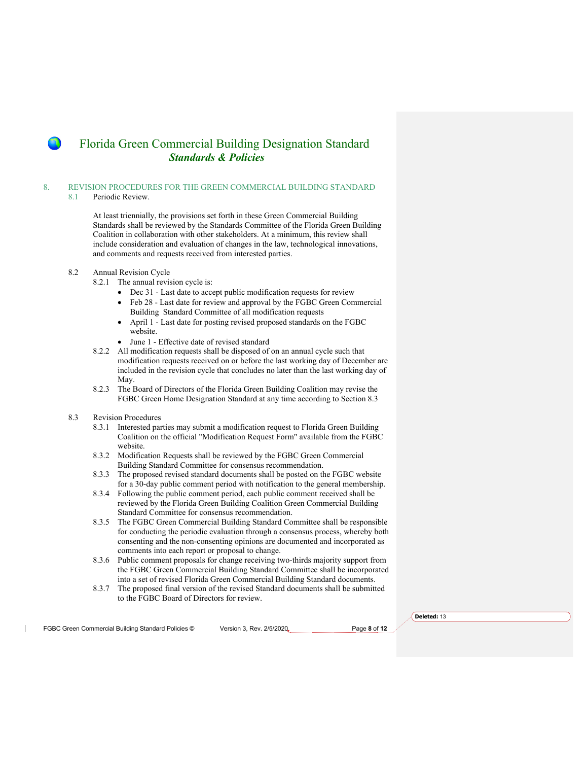# Florida Green Commercial Building Designation Standard
## *Standards & Policies*

## 8. REVISION PROCEDURES FOR THE GREEN COMMERCIAL BUILDING STANDARD

### 8.1 Periodic Review.

At least triennially, the provisions set forth in these Green Commercial Building Standards shall be reviewed by the Standards Committee of the Florida Green Building Coalition in collaboration with other stakeholders. At a minimum, this review shall include consideration and evaluation of changes in the law, technological innovations, and comments and requests received from interested parties.

### 8.2 Annual Revision Cycle

8.2.1 The annual revision cycle is:

- Dec 31 - Last date to accept public modification requests for review
- Feb 28 - Last date for review and approval by the FGBC Green Commercial Building  Standard Committee of all modification requests
- April 1 - Last date for posting revised proposed standards on the FGBC website.
- June 1 - Effective date of revised standard

8.2.2 All modification requests shall be disposed of on an annual cycle such that modification requests received on or before the last working day of December are included in the revision cycle that concludes no later than the last working day of May.

8.2.3 The Board of Directors of the Florida Green Building Coalition may revise the FGBC Green Home Designation Standard at any time according to Section 8.3

### 8.3 Revision Procedures

8.3.1 Interested parties may submit a modification request to Florida Green Building Coalition on the official "Modification Request Form" available from the FGBC website.

8.3.2 Modification Requests shall be reviewed by the FGBC Green Commercial Building Standard Committee for consensus recommendation.

8.3.3 The proposed revised standard documents shall be posted on the FGBC website for a 30-day public comment period with notification to the general membership.

8.3.4 Following the public comment period, each public comment received shall be reviewed by the Florida Green Building Coalition Green Commercial Building Standard Committee for consensus recommendation.

8.3.5 The FGBC Green Commercial Building Standard Committee shall be responsible for conducting the periodic evaluation through a consensus process, whereby both consenting and the non-consenting opinions are documented and incorporated as comments into each report or proposal to change.

8.3.6 Public comment proposals for change receiving two-thirds majority support from the FGBC Green Commercial Building Standard Committee shall be incorporated into a set of revised Florida Green Commercial Building Standard documents.

8.3.7 The proposed final version of the revised Standard documents shall be submitted to the FGBC Board of Directors for review.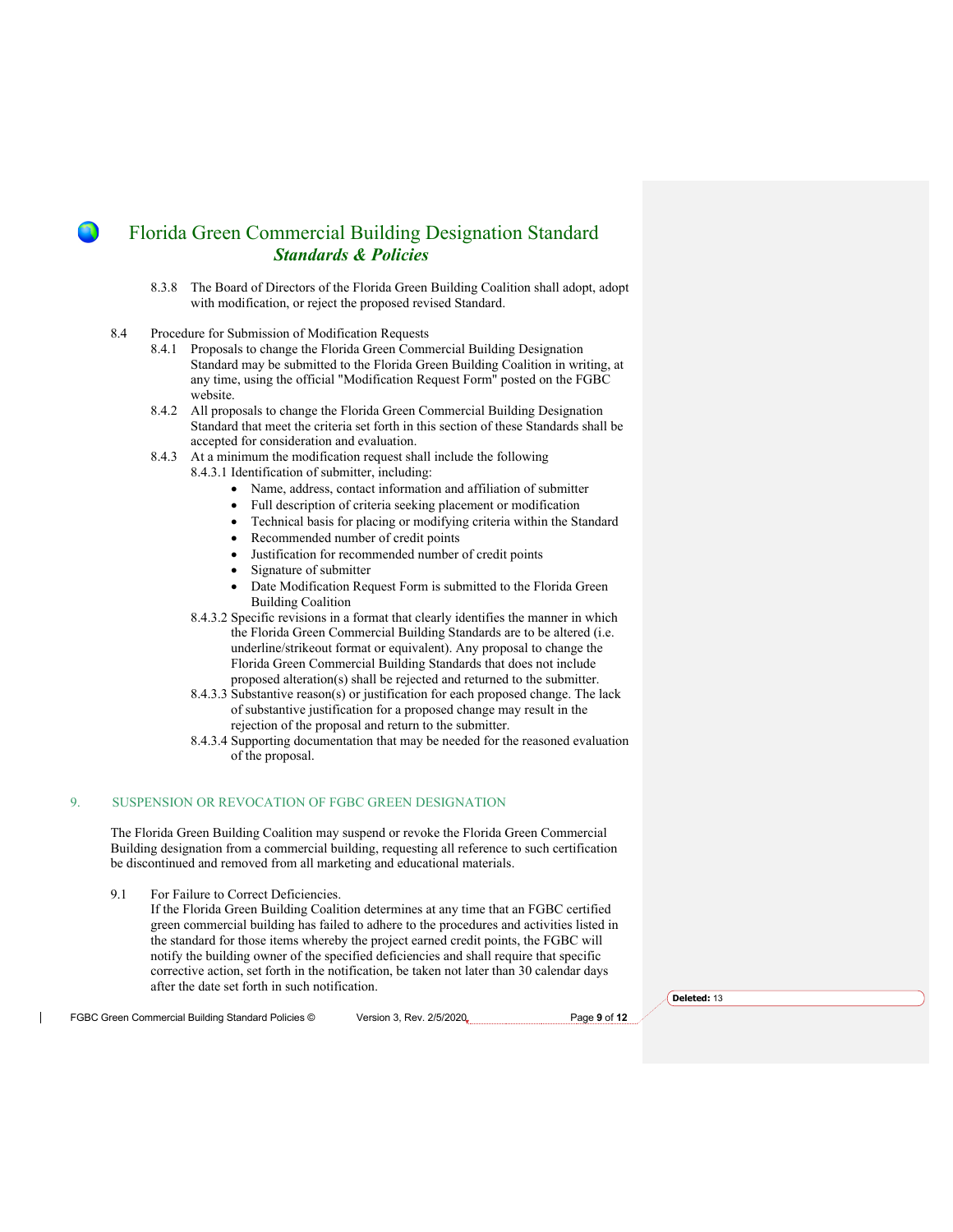8.3.8 The Board of Directors of the Florida Green Building Coalition shall adopt, adopt with modification, or reject the proposed revised Standard.

8.4 Procedure for Submission of Modification Requests

8.4.1 Proposals to change the Florida Green Commercial Building Designation Standard may be submitted to the Florida Green Building Coalition in writing, at any time, using the official "Modification Request Form" posted on the FGBC website.

8.4.2 All proposals to change the Florida Green Commercial Building Designation Standard that meet the criteria set forth in this section of these Standards shall be accepted for consideration and evaluation.

8.4.3 At a minimum the modification request shall include the following

8.4.3.1 Identification of submitter, including:

- Name, address, contact information and affiliation of submitter
- Full description of criteria seeking placement or modification
- Technical basis for placing or modifying criteria within the Standard
- Recommended number of credit points
- Justification for recommended number of credit points
- Signature of submitter
- Date Modification Request Form is submitted to the Florida Green Building Coalition

8.4.3.2 Specific revisions in a format that clearly identifies the manner in which the Florida Green Commercial Building Standards are to be altered (i.e. underline/strikeout format or equivalent). Any proposal to change the Florida Green Commercial Building Standards that does not include proposed alteration(s) shall be rejected and returned to the submitter.

8.4.3.3 Substantive reason(s) or justification for each proposed change. The lack of substantive justification for a proposed change may result in the rejection of the proposal and return to the submitter.

8.4.3.4 Supporting documentation that may be needed for the reasoned evaluation of the proposal.

## 9. SUSPENSION OR REVOCATION OF FGBC GREEN DESIGNATION

The Florida Green Building Coalition may suspend or revoke the Florida Green Commercial Building designation from a commercial building, requesting all reference to such certification be discontinued and removed from all marketing and educational materials.

9.1 For Failure to Correct Deficiencies.

If the Florida Green Building Coalition determines at any time that an FGBC certified green commercial building has failed to adhere to the procedures and activities listed in the standard for those items whereby the project earned credit points, the FGBC will notify the building owner of the specified deficiencies and shall require that specific corrective action, set forth in the notification, be taken not later than 30 calendar days after the date set forth in such notification.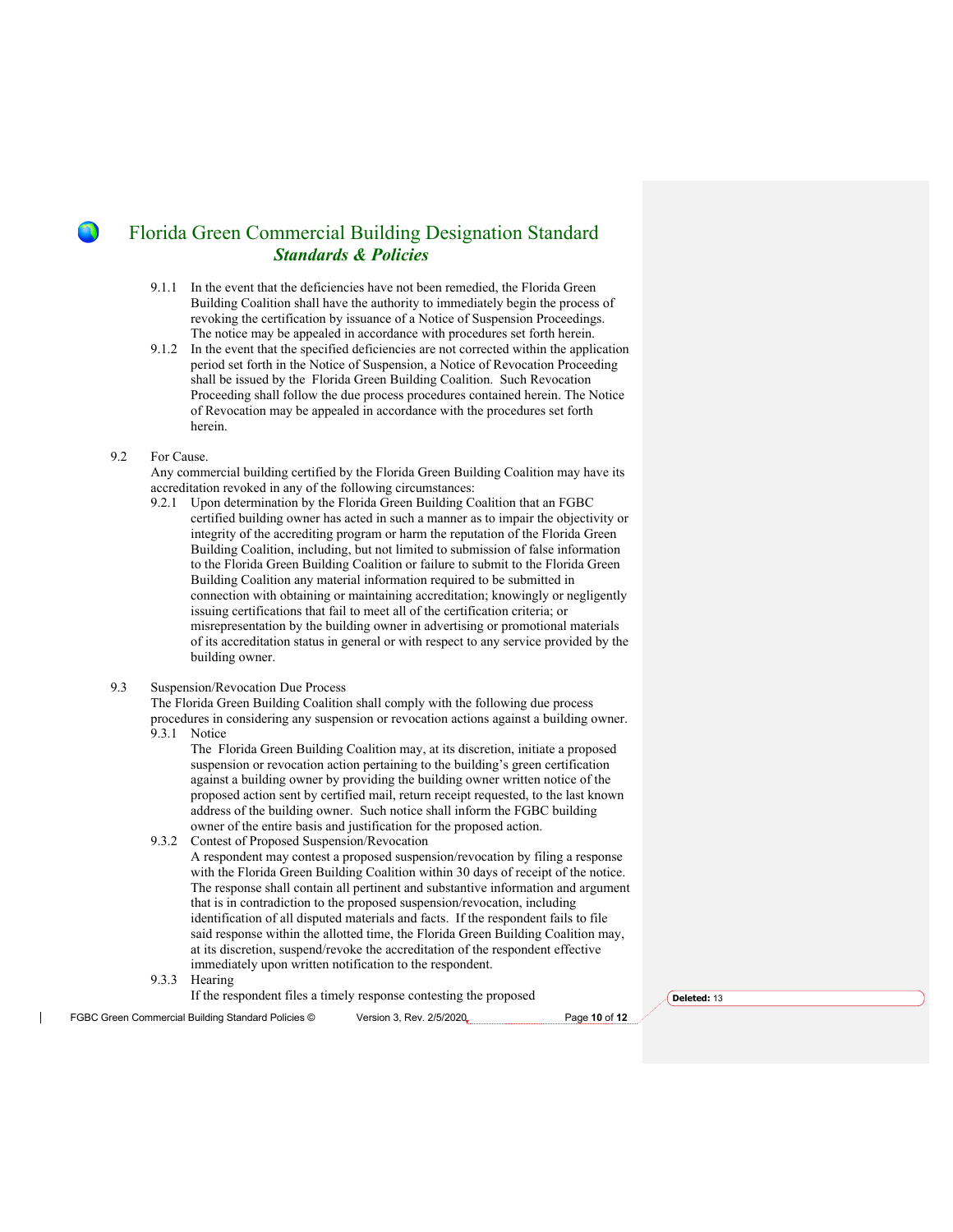9.1.1 In the event that the deficiencies have not been remedied, the Florida Green Building Coalition shall have the authority to immediately begin the process of revoking the certification by issuance of a Notice of Suspension Proceedings. The notice may be appealed in accordance with procedures set forth herein.

9.1.2 In the event that the specified deficiencies are not corrected within the application period set forth in the Notice of Suspension, a Notice of Revocation Proceeding shall be issued by the Florida Green Building Coalition. Such Revocation Proceeding shall follow the due process procedures contained herein. The Notice of Revocation may be appealed in accordance with the procedures set forth herein.

9.2 For Cause.

Any commercial building certified by the Florida Green Building Coalition may have its accreditation revoked in any of the following circumstances:

9.2.1 Upon determination by the Florida Green Building Coalition that an FGBC certified building owner has acted in such a manner as to impair the objectivity or integrity of the accrediting program or harm the reputation of the Florida Green Building Coalition, including, but not limited to submission of false information to the Florida Green Building Coalition or failure to submit to the Florida Green Building Coalition any material information required to be submitted in connection with obtaining or maintaining accreditation; knowingly or negligently issuing certifications that fail to meet all of the certification criteria; or misrepresentation by the building owner in advertising or promotional materials of its accreditation status in general or with respect to any service provided by the building owner.

9.3 Suspension/Revocation Due Process

The Florida Green Building Coalition shall comply with the following due process procedures in considering any suspension or revocation actions against a building owner.

9.3.1 Notice

The Florida Green Building Coalition may, at its discretion, initiate a proposed suspension or revocation action pertaining to the building's green certification against a building owner by providing the building owner written notice of the proposed action sent by certified mail, return receipt requested, to the last known address of the building owner. Such notice shall inform the FGBC building owner of the entire basis and justification for the proposed action.

9.3.2 Contest of Proposed Suspension/Revocation

A respondent may contest a proposed suspension/revocation by filing a response with the Florida Green Building Coalition within 30 days of receipt of the notice. The response shall contain all pertinent and substantive information and argument that is in contradiction to the proposed suspension/revocation, including identification of all disputed materials and facts. If the respondent fails to file said response within the allotted time, the Florida Green Building Coalition may, at its discretion, suspend/revoke the accreditation of the respondent effective immediately upon written notification to the respondent.

9.3.3 Hearing

If the respondent files a timely response contesting the proposed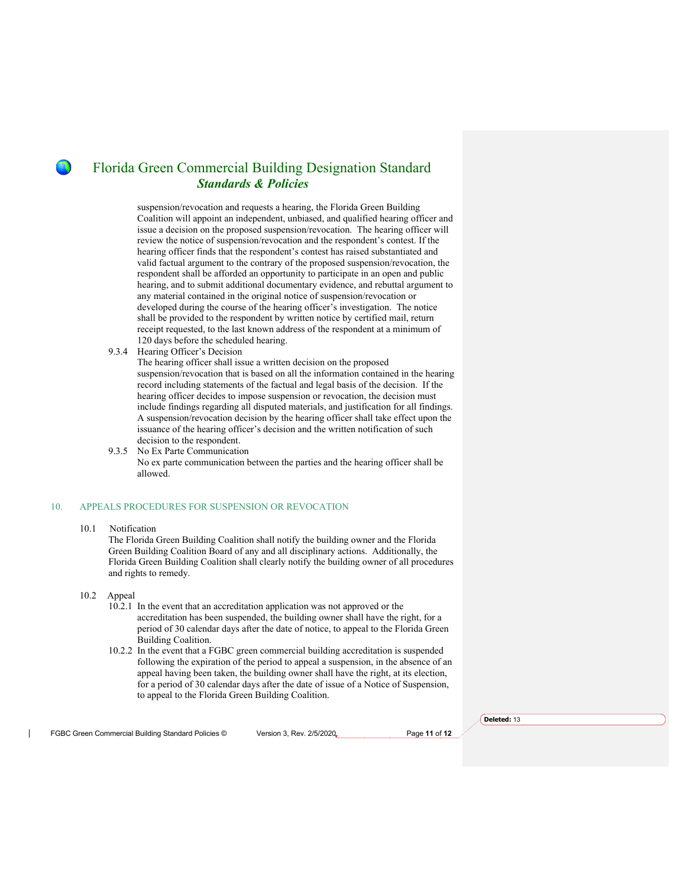suspension/revocation and requests a hearing, the Florida Green Building Coalition will appoint an independent, unbiased, and qualified hearing officer and issue a decision on the proposed suspension/revocation. The hearing officer will review the notice of suspension/revocation and the respondent's contest. If the hearing officer finds that the respondent's contest has raised substantiated and valid factual argument to the contrary of the proposed suspension/revocation, the respondent shall be afforded an opportunity to participate in an open and public hearing, and to submit additional documentary evidence, and rebuttal argument to any material contained in the original notice of suspension/revocation or developed during the course of the hearing officer's investigation. The notice shall be provided to the respondent by written notice by certified mail, return receipt requested, to the last known address of the respondent at a minimum of 120 days before the scheduled hearing.

9.3.4 Hearing Officer's Decision

The hearing officer shall issue a written decision on the proposed suspension/revocation that is based on all the information contained in the hearing record including statements of the factual and legal basis of the decision. If the hearing officer decides to impose suspension or revocation, the decision must include findings regarding all disputed materials, and justification for all findings. A suspension/revocation decision by the hearing officer shall take effect upon the issuance of the hearing officer's decision and the written notification of such decision to the respondent.

9.3.5 No Ex Parte Communication

No ex parte communication between the parties and the hearing officer shall be allowed.

## 10. APPEALS PROCEDURES FOR SUSPENSION OR REVOCATION

10.1 Notification

The Florida Green Building Coalition shall notify the building owner and the Florida Green Building Coalition Board of any and all disciplinary actions. Additionally, the Florida Green Building Coalition shall clearly notify the building owner of all procedures and rights to remedy.

10.2 Appeal

10.2.1 In the event that an accreditation application was not approved or the accreditation has been suspended, the building owner shall have the right, for a period of 30 calendar days after the date of notice, to appeal to the Florida Green Building Coalition.

10.2.2 In the event that a FGBC green commercial building accreditation is suspended following the expiration of the period to appeal a suspension, in the absence of an appeal having been taken, the building owner shall have the right, at its election, for a period of 30 calendar days after the date of issue of a Notice of Suspension, to appeal to the Florida Green Building Coalition.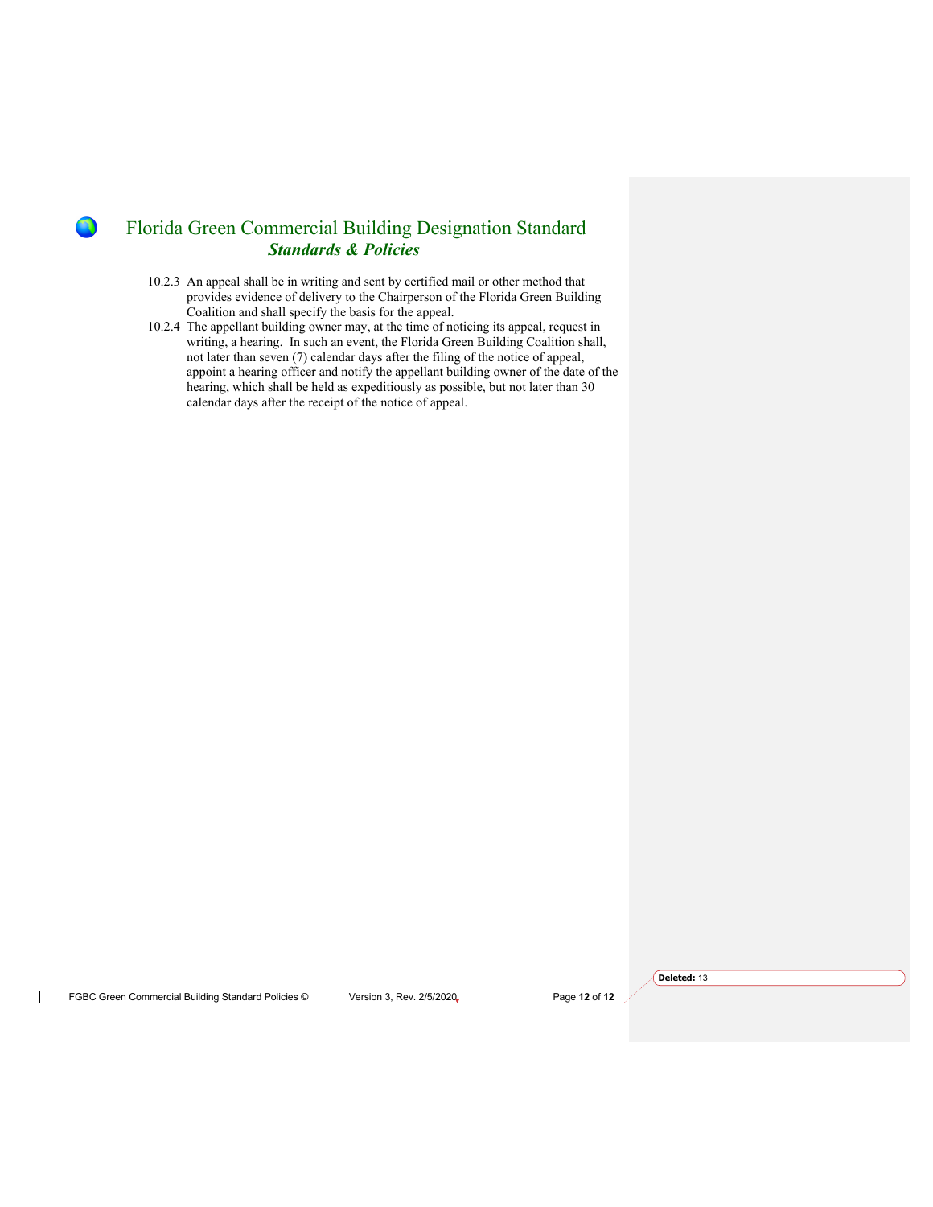10.2.3 An appeal shall be in writing and sent by certified mail or other method that provides evidence of delivery to the Chairperson of the Florida Green Building Coalition and shall specify the basis for the appeal.

10.2.4 The appellant building owner may, at the time of noticing its appeal, request in writing, a hearing. In such an event, the Florida Green Building Coalition shall, not later than seven (7) calendar days after the filing of the notice of appeal, appoint a hearing officer and notify the appellant building owner of the date of the hearing, which shall be held as expeditiously as possible, but not later than 30 calendar days after the receipt of the notice of appeal.